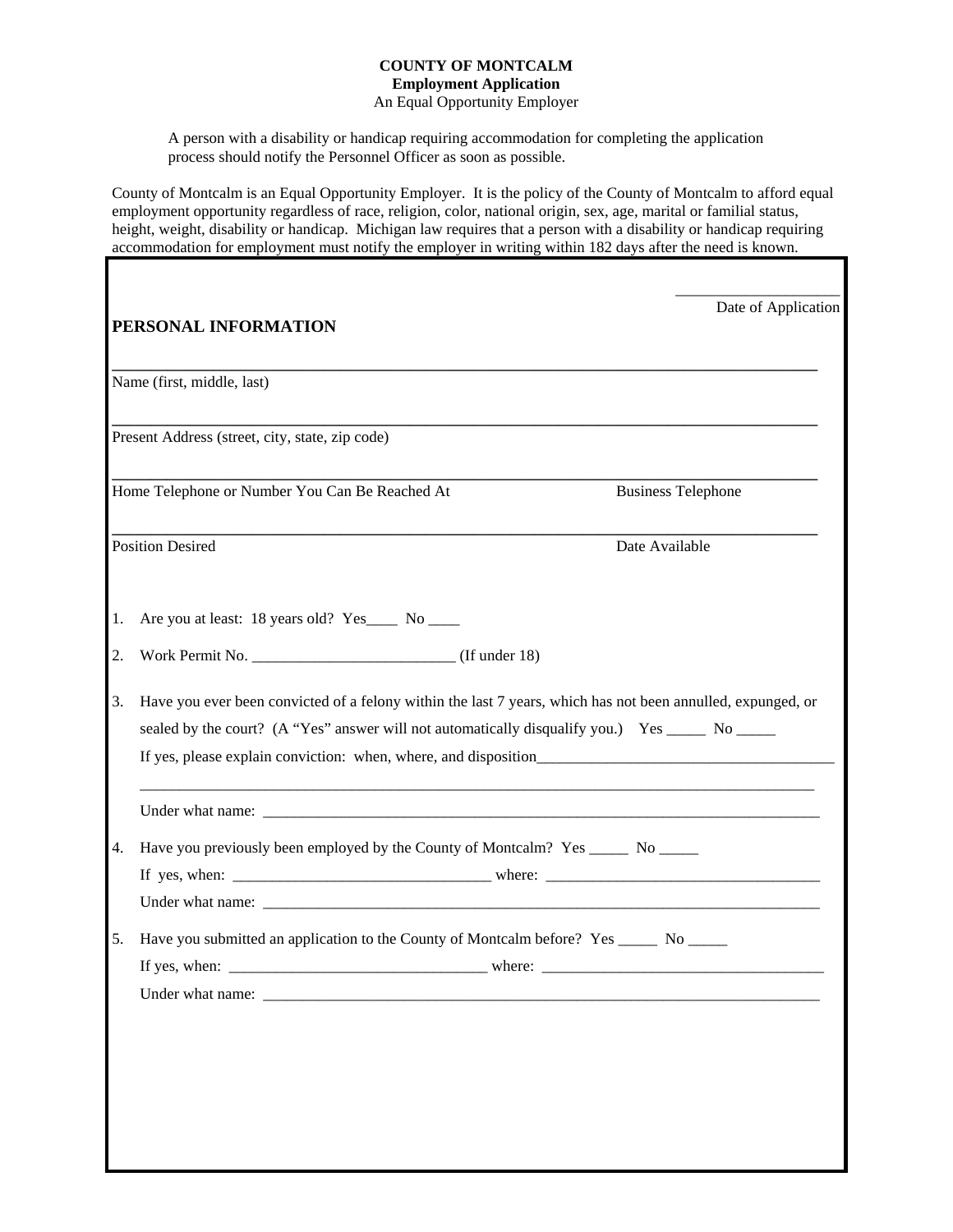**COUNTY OF MONTCALM**
**Employment Application**
An Equal Opportunity Employer

A person with a disability or handicap requiring accommodation for completing the application process should notify the Personnel Officer as soon as possible.

County of Montcalm is an Equal Opportunity Employer. It is the policy of the County of Montcalm to afford equal employment opportunity regardless of race, religion, color, national origin, sex, age, marital or familial status, height, weight, disability or handicap. Michigan law requires that a person with a disability or handicap requiring accommodation for employment must notify the employer in writing within 182 days after the need is known.

____________________
Date of Application

**PERSONAL INFORMATION**

______________________________________________________________________
Name (first, middle, last)

______________________________________________________________________
Present Address (street, city, state, zip code)

______________________________________________________________________
Home Telephone or Number You Can Be Reached At &nbsp;&nbsp;&nbsp;&nbsp;&nbsp;&nbsp;&nbsp;&nbsp; Business Telephone

______________________________________________________________________
Position Desired &nbsp;&nbsp;&nbsp;&nbsp;&nbsp;&nbsp;&nbsp;&nbsp; Date Available

1. Are you at least: 18 years old? Yes____ No ____

2. Work Permit No. __________________________ (If under 18)

3. Have you ever been convicted of a felony within the last 7 years, which has not been annulled, expunged, or sealed by the court? (A "Yes" answer will not automatically disqualify you.) Yes _____ No _____
   If yes, please explain conviction: when, where, and disposition_______________________________________
   ___________________________________________________________________________________________
   Under what name: ___________________________________________________________________________

4. Have you previously been employed by the County of Montcalm? Yes _____ No _____
   If yes, when: ________________________________ where: ___________________________________
   Under what name: ___________________________________________________________________________

5. Have you submitted an application to the County of Montcalm before? Yes _____ No _____
   If yes, when: ________________________________ where: ___________________________________
   Under what name: ___________________________________________________________________________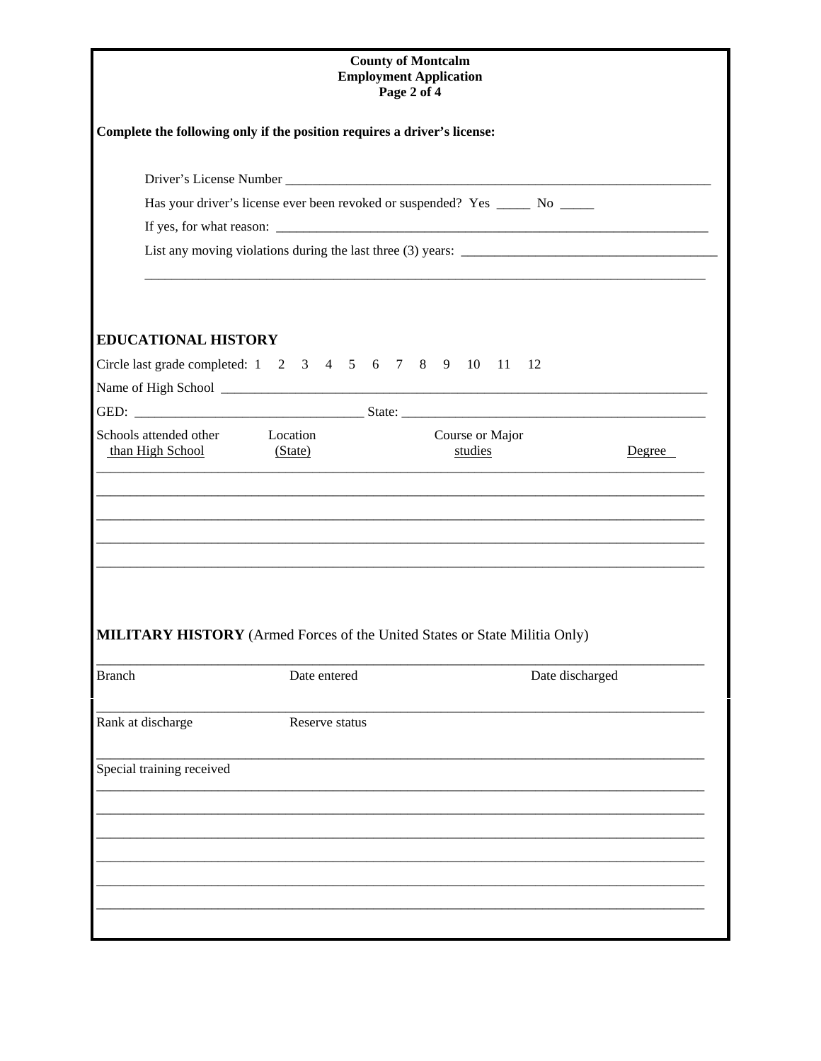**County of Montcalm**
**Employment Application**

**Complete the following only if the position requires a driver's license:**

Driver's License Number ______________________________________________

Has your driver's license ever been revoked or suspended? Yes _____ No _____

If yes, for what reason: ______________________________________________

List any moving violations during the last three (3) years: ______________________________________________

______________________________________________

## EDUCATIONAL HISTORY

Circle last grade completed: 1 2 3 4 5 6 7 8 9 10 11 12

Name of High School ______________________________________________

GED: ______________________ State: ______________________

| Schools attended other than High School | Location (State) | Course or Major studies | Degree |
|---|---|---|---|
| | | | |
| | | | |
| | | | |
| | | | |
| | | | |

## MILITARY HISTORY (Armed Forces of the United States or State Militia Only)

| Branch | Date entered | Date discharged |
|---|---|---|
| | | |

| Rank at discharge | Reserve status |
|---|---|
| | |

Special training received

______________________________________________

______________________________________________

______________________________________________

______________________________________________

______________________________________________

______________________________________________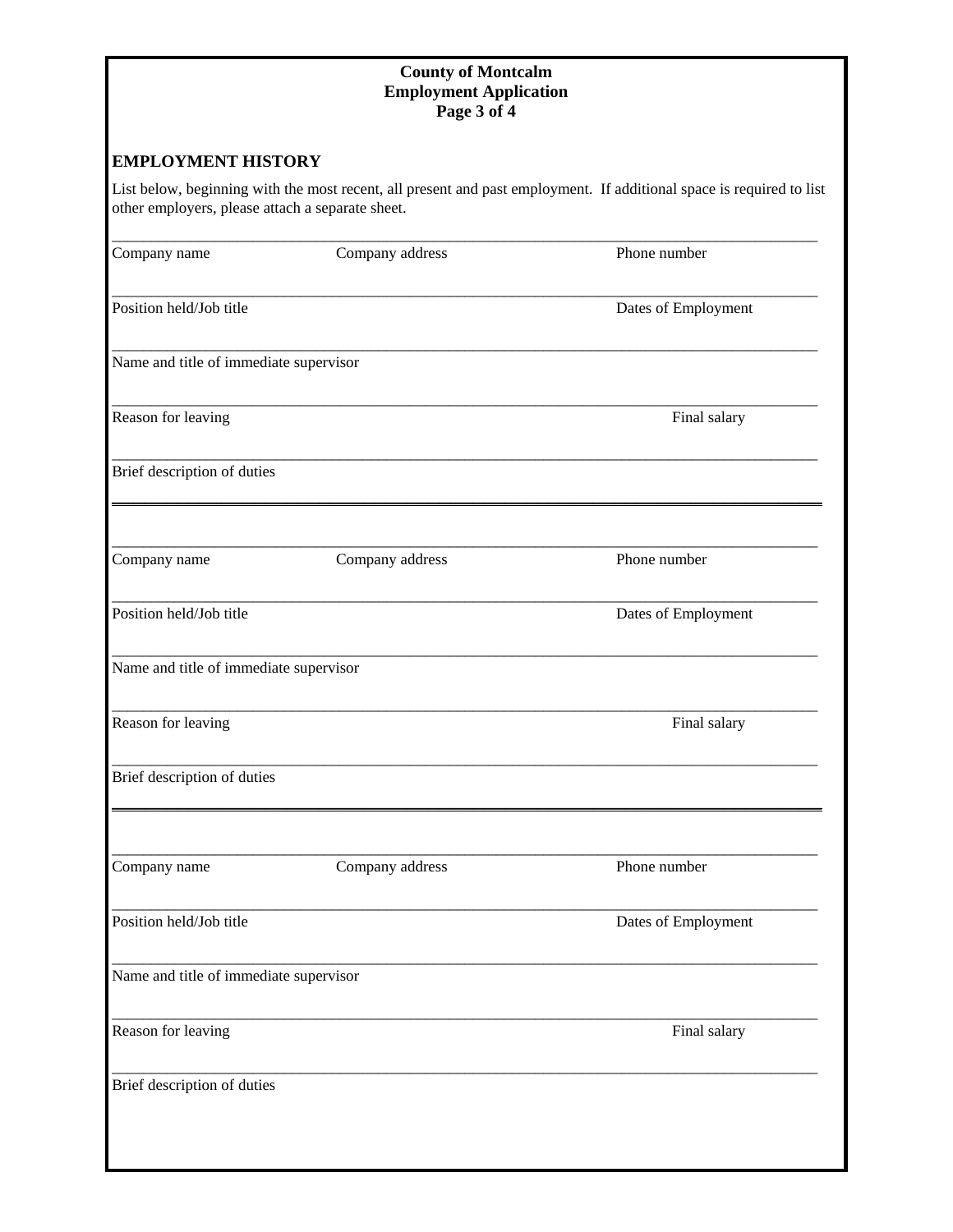**County of Montcalm**
**Employment Application**
**Page 3 of 4**

## EMPLOYMENT HISTORY

List below, beginning with the most recent, all present and past employment. If additional space is required to list other employers, please attach a separate sheet.

Company name    Company address    Phone number

Position held/Job title    Dates of Employment

Name and title of immediate supervisor

Reason for leaving    Final salary

Brief description of duties

---

Company name    Company address    Phone number

Position held/Job title    Dates of Employment

Name and title of immediate supervisor

Reason for leaving    Final salary

Brief description of duties

---

Company name    Company address    Phone number

Position held/Job title    Dates of Employment

Name and title of immediate supervisor

Reason for leaving    Final salary

Brief description of duties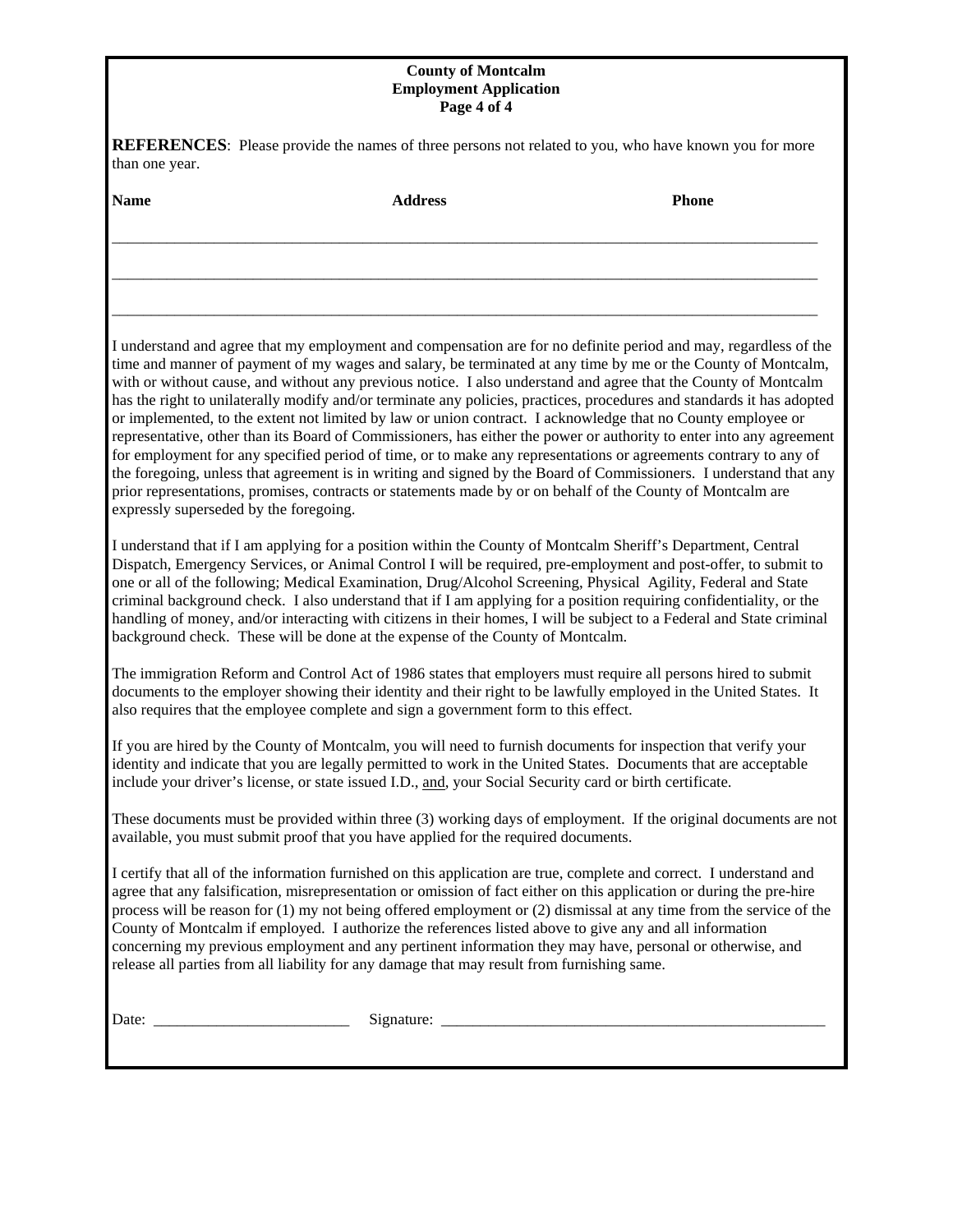**County of Montcalm**
**Employment Application**

**REFERENCES**: Please provide the names of three persons not related to you, who have known you for more than one year.

| **Name** | **Address** | **Phone** |
|---|---|---|
| | | |
| | | |
| | | |

I understand and agree that my employment and compensation are for no definite period and may, regardless of the time and manner of payment of my wages and salary, be terminated at any time by me or the County of Montcalm, with or without cause, and without any previous notice. I also understand and agree that the County of Montcalm has the right to unilaterally modify and/or terminate any policies, practices, procedures and standards it has adopted or implemented, to the extent not limited by law or union contract. I acknowledge that no County employee or representative, other than its Board of Commissioners, has either the power or authority to enter into any agreement for employment for any specified period of time, or to make any representations or agreements contrary to any of the foregoing, unless that agreement is in writing and signed by the Board of Commissioners. I understand that any prior representations, promises, contracts or statements made by or on behalf of the County of Montcalm are expressly superseded by the foregoing.

I understand that if I am applying for a position within the County of Montcalm Sheriff's Department, Central Dispatch, Emergency Services, or Animal Control I will be required, pre-employment and post-offer, to submit to one or all of the following; Medical Examination, Drug/Alcohol Screening, Physical Agility, Federal and State criminal background check. I also understand that if I am applying for a position requiring confidentiality, or the handling of money, and/or interacting with citizens in their homes, I will be subject to a Federal and State criminal background check. These will be done at the expense of the County of Montcalm.

The immigration Reform and Control Act of 1986 states that employers must require all persons hired to submit documents to the employer showing their identity and their right to be lawfully employed in the United States. It also requires that the employee complete and sign a government form to this effect.

If you are hired by the County of Montcalm, you will need to furnish documents for inspection that verify your identity and indicate that you are legally permitted to work in the United States. Documents that are acceptable include your driver's license, or state issued I.D., <u>and</u>, your Social Security card or birth certificate.

These documents must be provided within three (3) working days of employment. If the original documents are not available, you must submit proof that you have applied for the required documents.

I certify that all of the information furnished on this application are true, complete and correct. I understand and agree that any falsification, misrepresentation or omission of fact either on this application or during the pre-hire process will be reason for (1) my not being offered employment or (2) dismissal at any time from the service of the County of Montcalm if employed. I authorize the references listed above to give any and all information concerning my previous employment and any pertinent information they may have, personal or otherwise, and release all parties from all liability for any damage that may result from furnishing same.

Date: ________________________ Signature: ________________________________________________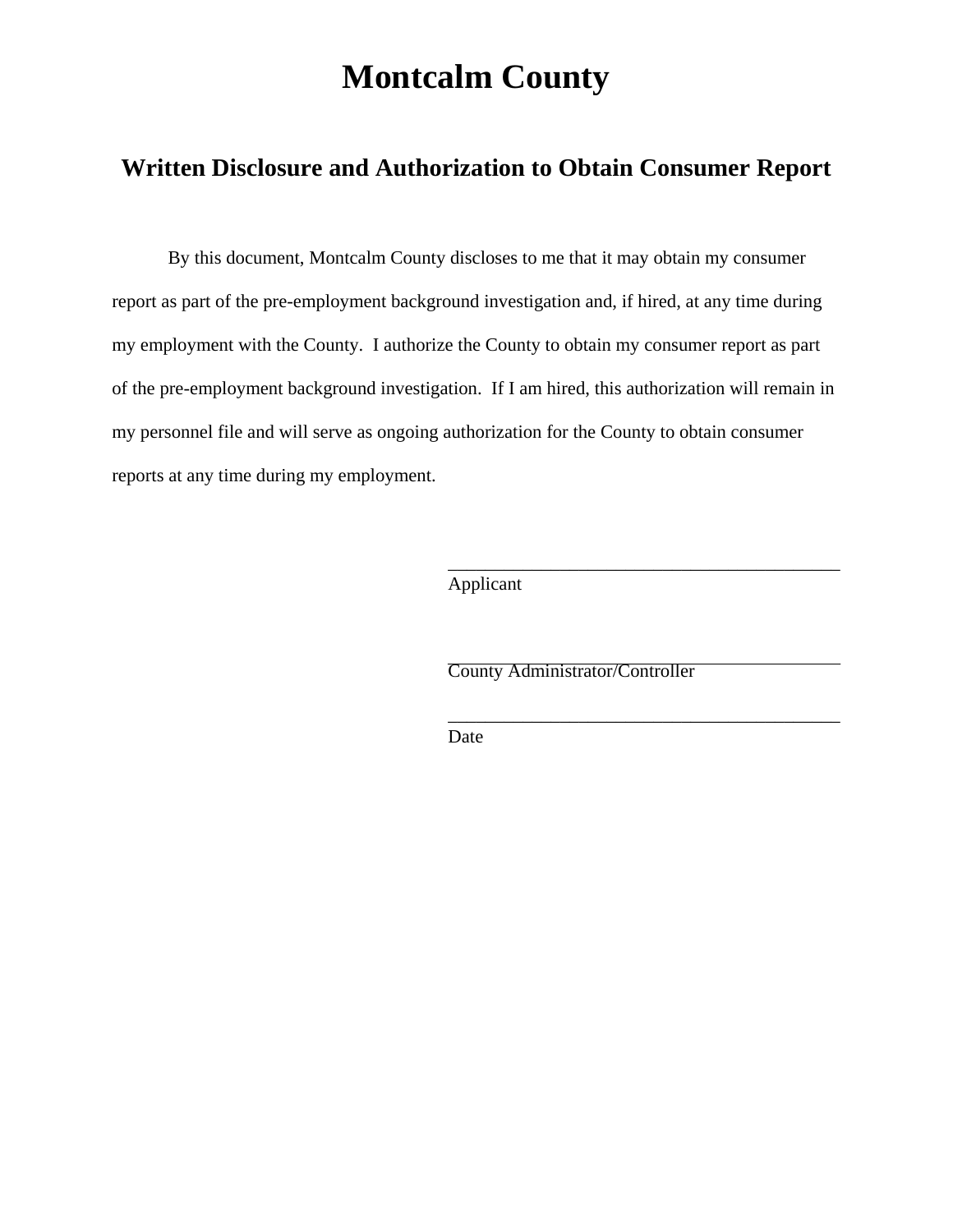# Montcalm County

## Written Disclosure and Authorization to Obtain Consumer Report

By this document, Montcalm County discloses to me that it may obtain my consumer report as part of the pre-employment background investigation and, if hired, at any time during my employment with the County. I authorize the County to obtain my consumer report as part of the pre-employment background investigation. If I am hired, this authorization will remain in my personnel file and will serve as ongoing authorization for the County to obtain consumer reports at any time during my employment.

____________________________________________
Applicant

____________________________________________
County Administrator/Controller

____________________________________________
Date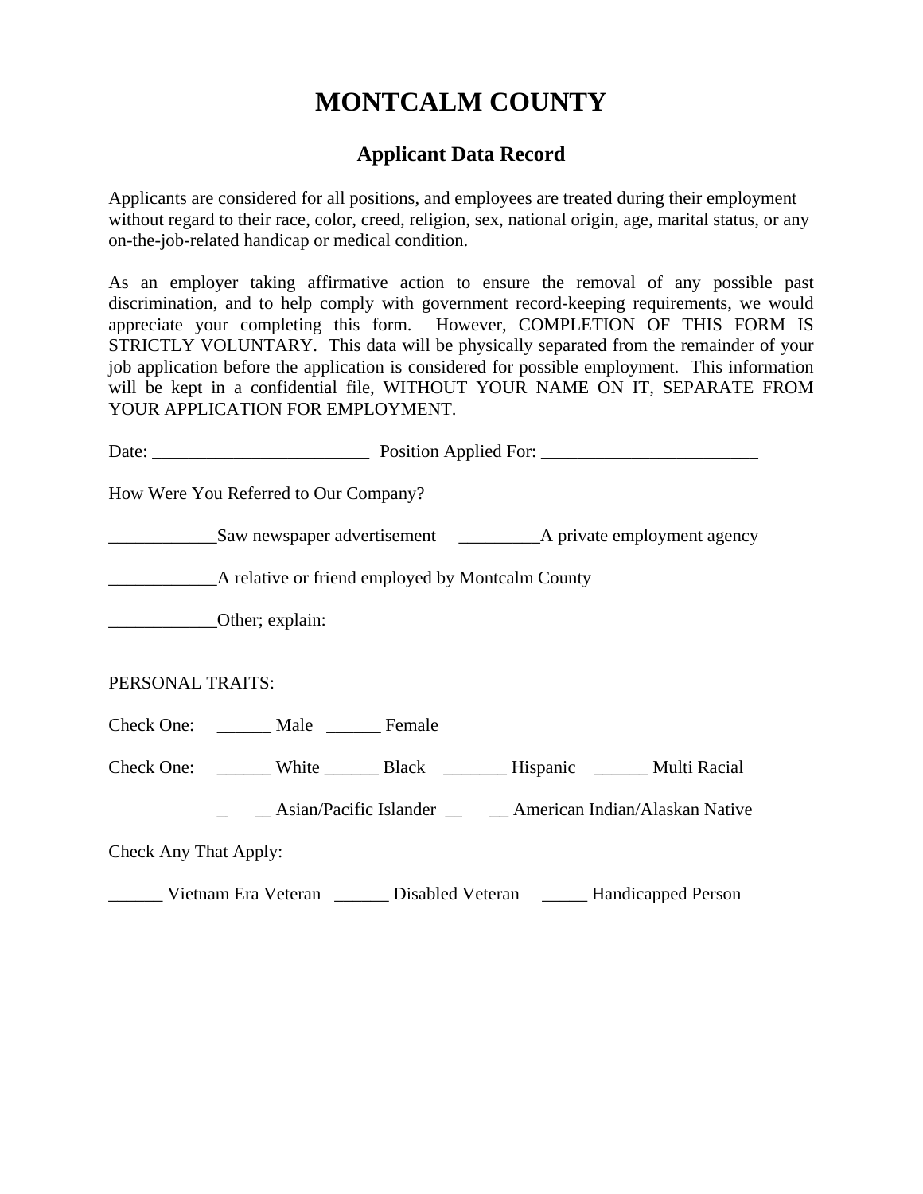# MONTCALM COUNTY

## Applicant Data Record

Applicants are considered for all positions, and employees are treated during their employment without regard to their race, color, creed, religion, sex, national origin, age, marital status, or any on-the-job-related handicap or medical condition.

As an employer taking affirmative action to ensure the removal of any possible past discrimination, and to help comply with government record-keeping requirements, we would appreciate your completing this form. However, COMPLETION OF THIS FORM IS STRICTLY VOLUNTARY. This data will be physically separated from the remainder of your job application before the application is considered for possible employment. This information will be kept in a confidential file, WITHOUT YOUR NAME ON IT, SEPARATE FROM YOUR APPLICATION FOR EMPLOYMENT.

Date: ________________________ Position Applied For: ________________________

How Were You Referred to Our Company?

____________Saw newspaper advertisement  _________A private employment agency

____________A relative or friend employed by Montcalm County

____________Other; explain:

PERSONAL TRAITS:

Check One: ______ Male ______ Female

Check One: ______ White ______ Black _______ Hispanic ______ Multi Racial

______ Asian/Pacific Islander ______ American Indian/Alaskan Native

Check Any That Apply:

______ Vietnam Era Veteran ______ Disabled Veteran _____ Handicapped Person